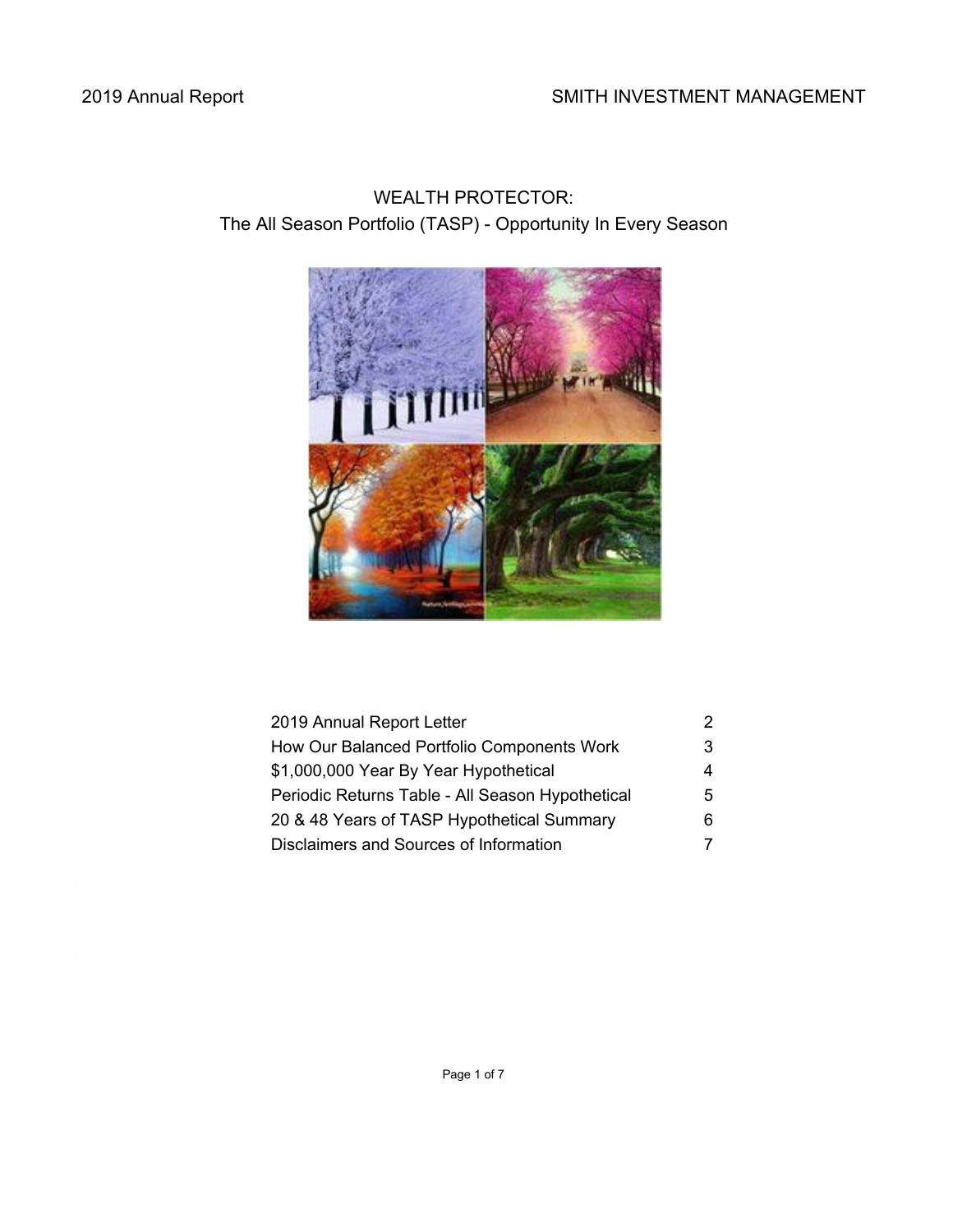2019 Annual Report SMITH INVESTMENT MANAGEMENT

# WEALTH PROTECTOR:
## The All Season Portfolio (TASP) - Opportunity In Every Season

| | |
|---|---|
| 2019 Annual Report Letter | 2 |
| How Our Balanced Portfolio Components Work | 3 |
| $1,000,000 Year By Year Hypothetical | 4 |
| Periodic Returns Table - All Season Hypothetical | 5 |
| 20 & 48 Years of TASP Hypothetical Summary | 6 |
| Disclaimers and Sources of Information | 7 |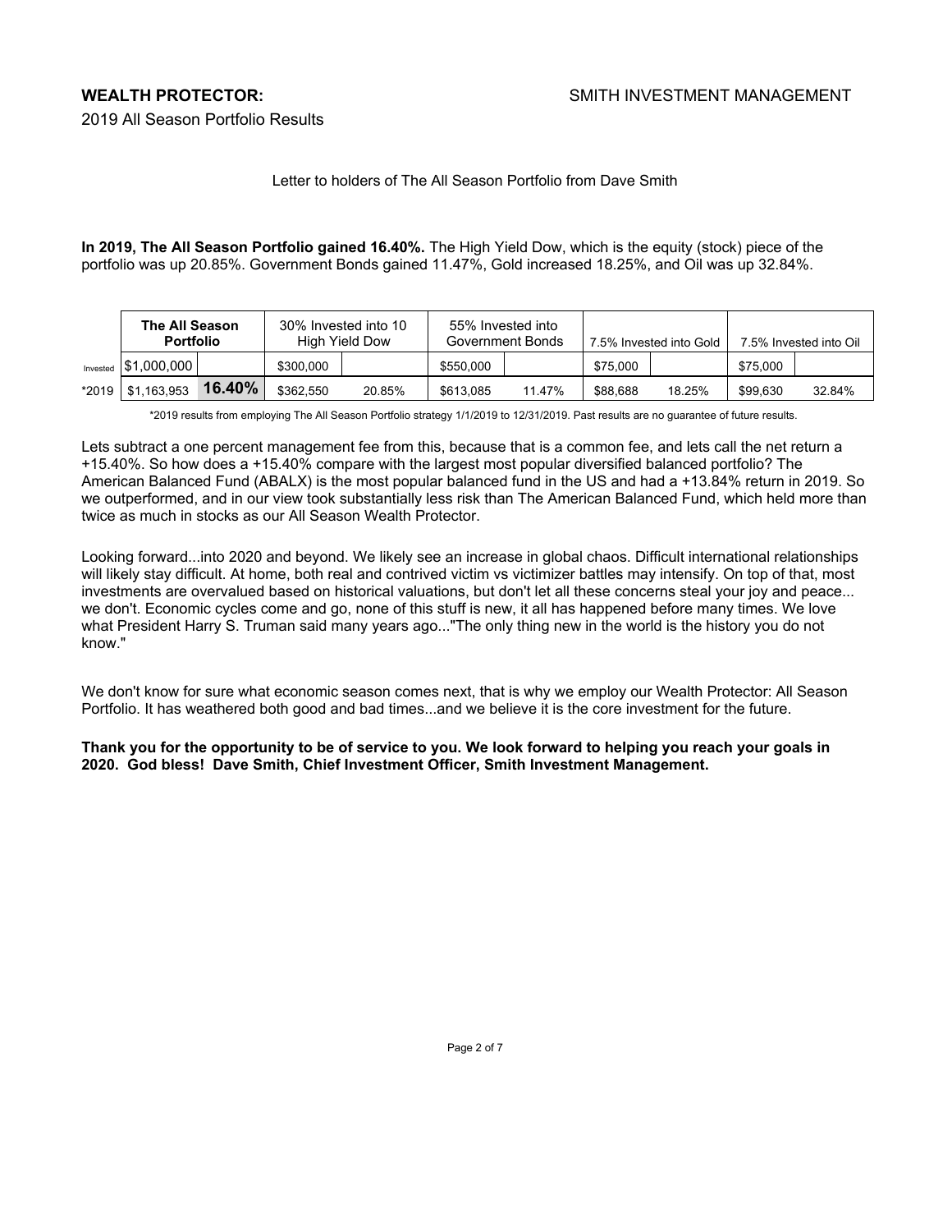**WEALTH PROTECTOR:** SMITH INVESTMENT MANAGEMENT

2019 All Season Portfolio Results

Letter to holders of The All Season Portfolio from Dave Smith

**In 2019, The All Season Portfolio gained 16.40%.** The High Yield Dow, which is the equity (stock) piece of the portfolio was up 20.85%. Government Bonds gained 11.47%, Gold increased 18.25%, and Oil was up 32.84%.

| | **The All Season Portfolio** | | 30% Invested into 10 High Yield Dow | | 55% Invested into Government Bonds | | 7.5% Invested into Gold | | 7.5% Invested into Oil | |
|---|---|---|---|---|---|---|---|---|---|---|
| Invested | $1,000,000 | | $300,000 | | $550,000 | | $75,000 | | $75,000 | |
| *2019 | $1,163,953 | **16.40%** | $362,550 | 20.85% | $613,085 | 11.47% | $88,688 | 18.25% | $99,630 | 32.84% |

*2019 results from employing The All Season Portfolio strategy 1/1/2019 to 12/31/2019. Past results are no guarantee of future results.

Lets subtract a one percent management fee from this, because that is a common fee, and lets call the net return a +15.40%. So how does a +15.40% compare with the largest most popular diversified balanced portfolio? The American Balanced Fund (ABALX) is the most popular balanced fund in the US and had a +13.84% return in 2019. So we outperformed, and in our view took substantially less risk than The American Balanced Fund, which held more than twice as much in stocks as our All Season Wealth Protector.

Looking forward...into 2020 and beyond. We likely see an increase in global chaos. Difficult international relationships will likely stay difficult. At home, both real and contrived victim vs victimizer battles may intensify. On top of that, most investments are overvalued based on historical valuations, but don't let all these concerns steal your joy and peace... we don't. Economic cycles come and go, none of this stuff is new, it all has happened before many times. We love what President Harry S. Truman said many years ago..."The only thing new in the world is the history you do not know."

We don't know for sure what economic season comes next, that is why we employ our Wealth Protector: All Season Portfolio. It has weathered both good and bad times...and we believe it is the core investment for the future.

**Thank you for the opportunity to be of service to you. We look forward to helping you reach your goals in 2020. God bless! Dave Smith, Chief Investment Officer, Smith Investment Management.**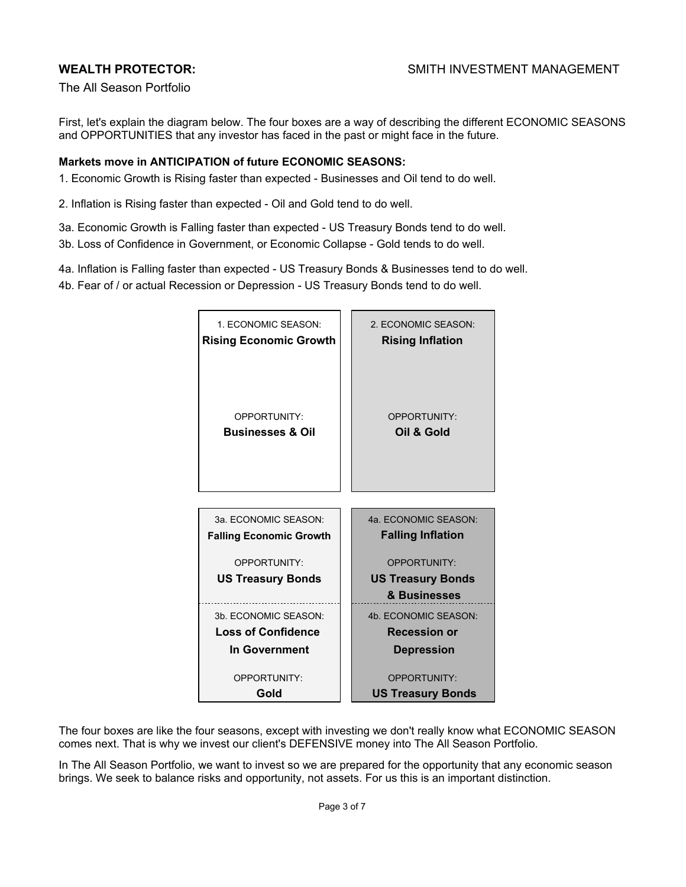**WEALTH PROTECTOR:** SMITH INVESTMENT MANAGEMENT

The All Season Portfolio

First, let's explain the diagram below. The four boxes are a way of describing the different ECONOMIC SEASONS and OPPORTUNITIES that any investor has faced in the past or might face in the future.

**Markets move in ANTICIPATION of future ECONOMIC SEASONS:**

1. Economic Growth is Rising faster than expected - Businesses and Oil tend to do well.

2. Inflation is Rising faster than expected - Oil and Gold tend to do well.

3a. Economic Growth is Falling faster than expected - US Treasury Bonds tend to do well.
3b. Loss of Confidence in Government, or Economic Collapse - Gold tends to do well.

4a. Inflation is Falling faster than expected - US Treasury Bonds & Businesses tend to do well.
4b. Fear of / or actual Recession or Depression - US Treasury Bonds tend to do well.

| | |
|---|---|
| 1. ECONOMIC SEASON: **Rising Economic Growth**<br><br>OPPORTUNITY: **Businesses & Oil** | 2. ECONOMIC SEASON: **Rising Inflation**<br><br>OPPORTUNITY: **Oil & Gold** |
| 3a. ECONOMIC SEASON: **Falling Economic Growth**<br><br>OPPORTUNITY: **US Treasury Bonds** | 4a. ECONOMIC SEASON: **Falling Inflation**<br><br>OPPORTUNITY: **US Treasury Bonds & Businesses** |
| 3b. ECONOMIC SEASON: **Loss of Confidence In Government**<br><br>OPPORTUNITY: **Gold** | 4b. ECONOMIC SEASON: **Recession or Depression**<br><br>OPPORTUNITY: **US Treasury Bonds** |

The four boxes are like the four seasons, except with investing we don't really know what ECONOMIC SEASON comes next. That is why we invest our client's DEFENSIVE money into The All Season Portfolio.

In The All Season Portfolio, we want to invest so we are prepared for the opportunity that any economic season brings. We seek to balance risks and opportunity, not assets. For us this is an important distinction.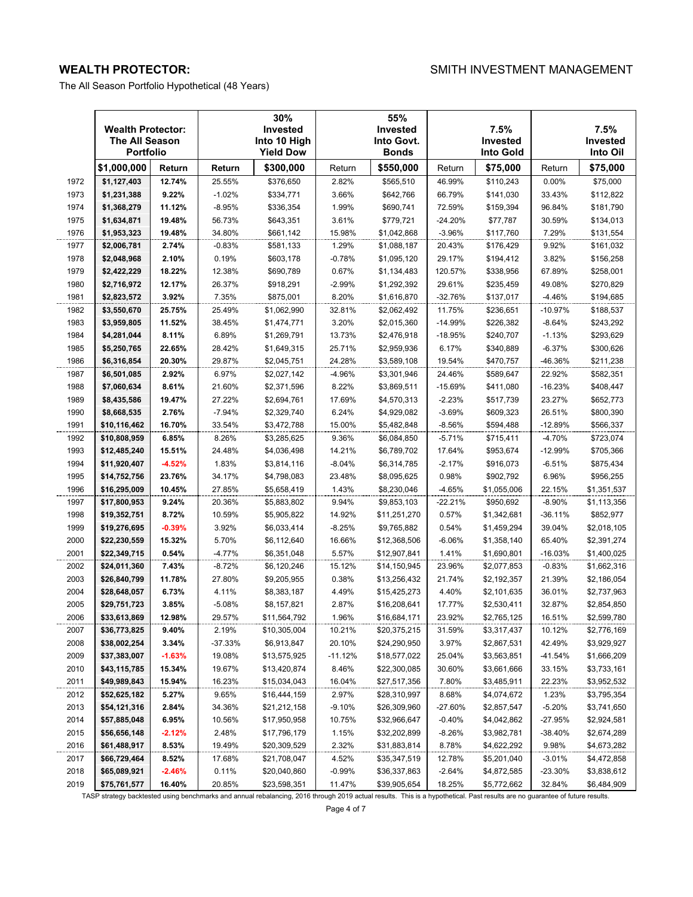**WEALTH PROTECTOR:** SMITH INVESTMENT MANAGEMENT

The All Season Portfolio Hypothetical (48 Years)

| | Wealth Protector: The All Season Portfolio | | | 30% Invested Into 10 High Yield Dow | | 55% Invested Into Govt. Bonds | | 7.5% Invested Into Gold | | 7.5% Invested Into Oil |
|---|---|---|---|---|---|---|---|---|---|---|
| | **$1,000,000** | **Return** | **Return** | **$300,000** | Return | **$550,000** | Return | **$75,000** | Return | **$75,000** |
| 1972 | **$1,127,403** | **12.74%** | 25.55% | $376,650 | 2.82% | $565,510 | 46.99% | $110,243 | 0.00% | $75,000 |
| 1973 | **$1,231,388** | **9.22%** | -1.02% | $334,771 | 3.66% | $642,766 | 66.79% | $141,030 | 33.43% | $112,822 |
| 1974 | **$1,368,279** | **11.12%** | -8.95% | $336,354 | 1.99% | $690,741 | 72.59% | $159,394 | 96.84% | $181,790 |
| 1975 | **$1,634,871** | **19.48%** | 56.73% | $643,351 | 3.61% | $779,721 | -24.20% | $77,787 | 30.59% | $134,013 |
| 1976 | **$1,953,323** | **19.48%** | 34.80% | $661,142 | 15.98% | $1,042,868 | -3.96% | $117,760 | 7.29% | $131,554 |
| 1977 | **$2,006,781** | **2.74%** | -0.83% | $581,133 | 1.29% | $1,088,187 | 20.43% | $176,429 | 9.92% | $161,032 |
| 1978 | **$2,048,968** | **2.10%** | 0.19% | $603,178 | -0.78% | $1,095,120 | 29.17% | $194,412 | 3.82% | $156,258 |
| 1979 | **$2,422,229** | **18.22%** | 12.38% | $690,789 | 0.67% | $1,134,483 | 120.57% | $338,956 | 67.89% | $258,001 |
| 1980 | **$2,716,972** | **12.17%** | 26.37% | $918,291 | -2.99% | $1,292,392 | 29.61% | $235,459 | 49.08% | $270,829 |
| 1981 | **$2,823,572** | **3.92%** | 7.35% | $875,001 | 8.20% | $1,616,870 | -32.76% | $137,017 | -4.46% | $194,685 |
| 1982 | **$3,550,670** | **25.75%** | 25.49% | $1,062,990 | 32.81% | $2,062,492 | 11.75% | $236,651 | -10.97% | $188,537 |
| 1983 | **$3,959,805** | **11.52%** | 38.45% | $1,474,771 | 3.20% | $2,015,360 | -14.99% | $226,382 | -8.64% | $243,292 |
| 1984 | **$4,281,044** | **8.11%** | 6.89% | $1,269,791 | 13.73% | $2,476,918 | -18.95% | $240,707 | -1.13% | $293,629 |
| 1985 | **$5,250,765** | **22.65%** | 28.42% | $1,649,315 | 25.71% | $2,959,936 | 6.17% | $340,889 | -6.37% | $300,626 |
| 1986 | **$6,316,854** | **20.30%** | 29.87% | $2,045,751 | 24.28% | $3,589,108 | 19.54% | $470,757 | -46.36% | $211,238 |
| 1987 | **$6,501,085** | **2.92%** | 6.97% | $2,027,142 | -4.96% | $3,301,946 | 24.46% | $589,647 | 22.92% | $582,351 |
| 1988 | **$7,060,634** | **8.61%** | 21.60% | $2,371,596 | 8.22% | $3,869,511 | -15.69% | $411,080 | -16.23% | $408,447 |
| 1989 | **$8,435,586** | **19.47%** | 27.22% | $2,694,761 | 17.69% | $4,570,313 | -2.23% | $517,739 | 23.27% | $652,773 |
| 1990 | **$8,668,535** | **2.76%** | -7.94% | $2,329,740 | 6.24% | $4,929,082 | -3.69% | $609,323 | 26.51% | $800,390 |
| 1991 | **$10,116,462** | **16.70%** | 33.54% | $3,472,788 | 15.00% | $5,482,848 | -8.56% | $594,488 | -12.89% | $566,337 |
| 1992 | **$10,808,959** | **6.85%** | 8.26% | $3,285,625 | 9.36% | $6,084,850 | -5.71% | $715,411 | -4.70% | $723,074 |
| 1993 | **$12,485,240** | **15.51%** | 24.48% | $4,036,498 | 14.21% | $6,789,702 | 17.64% | $953,674 | -12.99% | $705,366 |
| 1994 | **$11,920,407** | **-4.52%** | 1.83% | $3,814,116 | -8.04% | $6,314,785 | -2.17% | $916,073 | -6.51% | $875,434 |
| 1995 | **$14,752,756** | **23.76%** | 34.17% | $4,798,083 | 23.48% | $8,095,625 | 0.98% | $902,792 | 6.96% | $956,255 |
| 1996 | **$16,295,009** | **10.45%** | 27.85% | $5,658,419 | 1.43% | $8,230,046 | -4.65% | $1,055,006 | 22.15% | $1,351,537 |
| 1997 | **$17,800,953** | **9.24%** | 20.36% | $5,883,802 | 9.94% | $9,853,103 | -22.21% | $950,692 | -8.90% | $1,113,356 |
| 1998 | **$19,352,751** | **8.72%** | 10.59% | $5,905,822 | 14.92% | $11,251,270 | 0.57% | $1,342,681 | -36.11% | $852,977 |
| 1999 | **$19,276,695** | **-0.39%** | 3.92% | $6,033,414 | -8.25% | $9,765,882 | 0.54% | $1,459,294 | 39.04% | $2,018,105 |
| 2000 | **$22,230,559** | **15.32%** | 5.70% | $6,112,640 | 16.66% | $12,368,506 | -6.06% | $1,358,140 | 65.40% | $2,391,274 |
| 2001 | **$22,349,715** | **0.54%** | -4.77% | $6,351,048 | 5.57% | $12,907,841 | 1.41% | $1,690,801 | -16.03% | $1,400,025 |
| 2002 | **$24,011,360** | **7.43%** | -8.72% | $6,120,246 | 15.12% | $14,150,945 | 23.96% | $2,077,853 | -0.83% | $1,662,316 |
| 2003 | **$26,840,799** | **11.78%** | 27.80% | $9,205,955 | 0.38% | $13,256,432 | 21.74% | $2,192,357 | 21.39% | $2,186,054 |
| 2004 | **$28,648,057** | **6.73%** | 4.11% | $8,383,187 | 4.49% | $15,425,273 | 4.40% | $2,101,635 | 36.01% | $2,737,963 |
| 2005 | **$29,751,723** | **3.85%** | -5.08% | $8,157,821 | 2.87% | $16,208,641 | 17.77% | $2,530,411 | 32.87% | $2,854,850 |
| 2006 | **$33,613,869** | **12.98%** | 29.57% | $11,564,792 | 1.96% | $16,684,171 | 23.92% | $2,765,125 | 16.51% | $2,599,780 |
| 2007 | **$36,773,825** | **9.40%** | 2.19% | $10,305,004 | 10.21% | $20,375,215 | 31.59% | $3,317,437 | 10.12% | $2,776,169 |
| 2008 | **$38,002,254** | **3.34%** | -37.33% | $6,913,847 | 20.10% | $24,290,950 | 3.97% | $2,867,531 | 42.49% | $3,929,927 |
| 2009 | **$37,383,007** | **-1.63%** | 19.08% | $13,575,925 | -11.12% | $18,577,022 | 25.04% | $3,563,851 | -41.54% | $1,666,209 |
| 2010 | **$43,115,785** | **15.34%** | 19.67% | $13,420,874 | 8.46% | $22,300,085 | 30.60% | $3,661,666 | 33.15% | $3,733,161 |
| 2011 | **$49,989,843** | **15.94%** | 16.23% | $15,034,043 | 16.04% | $27,517,356 | 7.80% | $3,485,911 | 22.23% | $3,952,532 |
| 2012 | **$52,625,182** | **5.27%** | 9.65% | $16,444,159 | 2.97% | $28,310,997 | 8.68% | $4,074,672 | 1.23% | $3,795,354 |
| 2013 | **$54,121,316** | **2.84%** | 34.36% | $21,212,158 | -9.10% | $26,309,960 | -27.60% | $2,857,547 | -5.20% | $3,741,650 |
| 2014 | **$57,885,048** | **6.95%** | 10.56% | $17,950,958 | 10.75% | $32,966,647 | -0.40% | $4,042,862 | -27.95% | $2,924,581 |
| 2015 | **$56,656,148** | **-2.12%** | 2.48% | $17,796,179 | 1.15% | $32,202,899 | -8.26% | $3,982,781 | -38.40% | $2,674,289 |
| 2016 | **$61,488,917** | **8.53%** | 19.49% | $20,309,529 | 2.32% | $31,883,814 | 8.78% | $4,622,292 | 9.98% | $4,673,282 |
| 2017 | **$66,729,464** | **8.52%** | 17.68% | $21,708,047 | 4.52% | $35,347,519 | 12.78% | $5,201,040 | -3.01% | $4,472,858 |
| 2018 | **$65,089,921** | **-2.46%** | 0.11% | $20,040,860 | -0.99% | $36,337,863 | -2.64% | $4,872,585 | -23.30% | $3,838,612 |
| 2019 | **$75,761,577** | **16.40%** | 20.85% | $23,598,351 | 11.47% | $39,905,654 | 18.25% | $5,772,662 | 32.84% | $6,484,909 |

TASP strategy backtested using benchmarks and annual rebalancing, 2016 through 2019 actual results. This is a hypothetical. Past results are no guarantee of future results.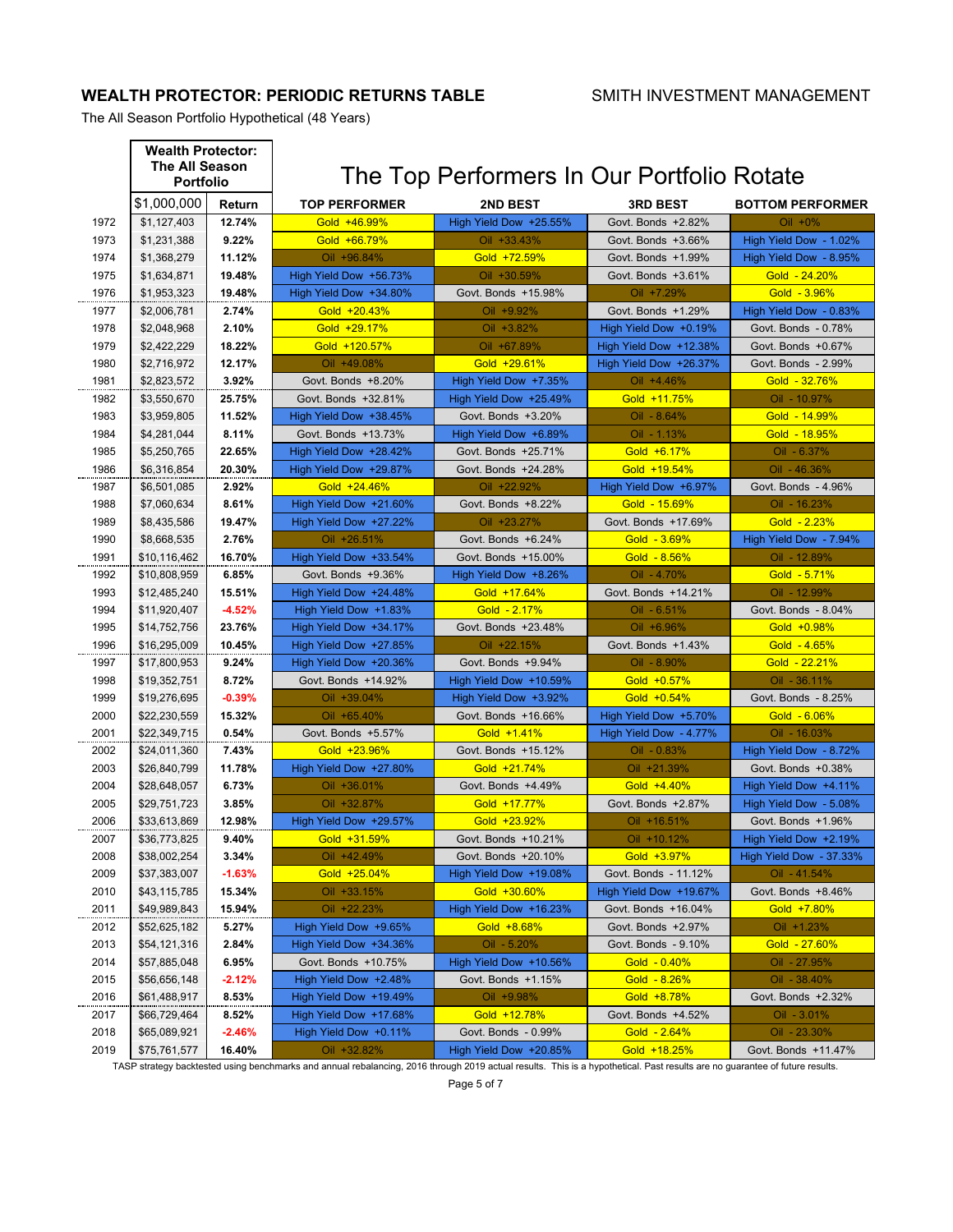**WEALTH PROTECTOR: PERIODIC RETURNS TABLE** SMITH INVESTMENT MANAGEMENT

The All Season Portfolio Hypothetical (48 Years)

## The Top Performers In Our Portfolio Rotate

| | Wealth Protector: The All Season Portfolio | | | | | |
|---|---|---|---|---|---|---|
| | $1,000,000 | Return | TOP PERFORMER | 2ND BEST | 3RD BEST | BOTTOM PERFORMER |
| 1972 | $1,127,403 | 12.74% | Gold +46.99% | High Yield Dow +25.55% | Govt. Bonds +2.82% | Oil +0% |
| 1973 | $1,231,388 | 9.22% | Gold +66.79% | Oil +33.43% | Govt. Bonds +3.66% | High Yield Dow - 1.02% |
| 1974 | $1,368,279 | 11.12% | Oil +96.84% | Gold +72.59% | Govt. Bonds +1.99% | High Yield Dow - 8.95% |
| 1975 | $1,634,871 | 19.48% | High Yield Dow +56.73% | Oil +30.59% | Govt. Bonds +3.61% | Gold - 24.20% |
| 1976 | $1,953,323 | 19.48% | High Yield Dow +34.80% | Govt. Bonds +15.98% | Oil +7.29% | Gold - 3.96% |
| 1977 | $2,006,781 | 2.74% | Gold +20.43% | Oil +9.92% | Govt. Bonds +1.29% | High Yield Dow - 0.83% |
| 1978 | $2,048,968 | 2.10% | Gold +29.17% | Oil +3.82% | High Yield Dow +0.19% | Govt. Bonds - 0.78% |
| 1979 | $2,422,229 | 18.22% | Gold +120.57% | Oil +67.89% | High Yield Dow +12.38% | Govt. Bonds +0.67% |
| 1980 | $2,716,972 | 12.17% | Oil +49.08% | Gold +29.61% | High Yield Dow +26.37% | Govt. Bonds - 2.99% |
| 1981 | $2,823,572 | 3.92% | Govt. Bonds +8.20% | High Yield Dow +7.35% | Oil +4.46% | Gold - 32.76% |
| 1982 | $3,550,670 | 25.75% | Govt. Bonds +32.81% | High Yield Dow +25.49% | Gold +11.75% | Oil - 10.97% |
| 1983 | $3,959,805 | 11.52% | High Yield Dow +38.45% | Govt. Bonds +3.20% | Oil - 8.64% | Gold - 14.99% |
| 1984 | $4,281,044 | 8.11% | Govt. Bonds +13.73% | High Yield Dow +6.89% | Oil - 1.13% | Gold - 18.95% |
| 1985 | $5,250,765 | 22.65% | High Yield Dow +28.42% | Govt. Bonds +25.71% | Gold +6.17% | Oil - 6.37% |
| 1986 | $6,316,854 | 20.30% | High Yield Dow +29.87% | Govt. Bonds +24.28% | Gold +19.54% | Oil - 46.36% |
| 1987 | $6,501,085 | 2.92% | Gold +24.46% | Oil +22.92% | High Yield Dow +6.97% | Govt. Bonds - 4.96% |
| 1988 | $7,060,634 | 8.61% | High Yield Dow +21.60% | Govt. Bonds +8.22% | Gold - 15.69% | Oil - 16.23% |
| 1989 | $8,435,586 | 19.47% | High Yield Dow +27.22% | Oil +23.27% | Govt. Bonds +17.69% | Gold - 2.23% |
| 1990 | $8,668,535 | 2.76% | Oil +26.51% | Govt. Bonds +6.24% | Gold - 3.69% | High Yield Dow - 7.94% |
| 1991 | $10,116,462 | 16.70% | High Yield Dow +33.54% | Govt. Bonds +15.00% | Gold - 8.56% | Oil - 12.89% |
| 1992 | $10,808,959 | 6.85% | Govt. Bonds +9.36% | High Yield Dow +8.26% | Oil - 4.70% | Gold - 5.71% |
| 1993 | $12,485,240 | 15.51% | High Yield Dow +24.48% | Gold +17.64% | Govt. Bonds +14.21% | Oil - 12.99% |
| 1994 | $11,920,407 | -4.52% | High Yield Dow +1.83% | Gold - 2.17% | Oil - 6.51% | Govt. Bonds - 8.04% |
| 1995 | $14,752,756 | 23.76% | High Yield Dow +34.17% | Govt. Bonds +23.48% | Oil +6.96% | Gold +0.98% |
| 1996 | $16,295,009 | 10.45% | High Yield Dow +27.85% | Oil +22.15% | Govt. Bonds +1.43% | Gold - 4.65% |
| 1997 | $17,800,953 | 9.24% | High Yield Dow +20.36% | Govt. Bonds +9.94% | Oil - 8.90% | Gold - 22.21% |
| 1998 | $19,352,751 | 8.72% | Govt. Bonds +14.92% | High Yield Dow +10.59% | Gold +0.57% | Oil - 36.11% |
| 1999 | $19,276,695 | -0.39% | Oil +39.04% | High Yield Dow +3.92% | Gold +0.54% | Govt. Bonds - 8.25% |
| 2000 | $22,230,559 | 15.32% | Oil +65.40% | Govt. Bonds +16.66% | High Yield Dow +5.70% | Gold - 6.06% |
| 2001 | $22,349,715 | 0.54% | Govt. Bonds +5.57% | Gold +1.41% | High Yield Dow - 4.77% | Oil - 16.03% |
| 2002 | $24,011,360 | 7.43% | Gold +23.96% | Govt. Bonds +15.12% | Oil - 0.83% | High Yield Dow - 8.72% |
| 2003 | $26,840,799 | 11.78% | High Yield Dow +27.80% | Gold +21.74% | Oil +21.39% | Govt. Bonds +0.38% |
| 2004 | $28,648,057 | 6.73% | Oil +36.01% | Govt. Bonds +4.49% | Gold +4.40% | High Yield Dow +4.11% |
| 2005 | $29,751,723 | 3.85% | Oil +32.87% | Gold +17.77% | Govt. Bonds +2.87% | High Yield Dow - 5.08% |
| 2006 | $33,613,869 | 12.98% | High Yield Dow +29.57% | Gold +23.92% | Oil +16.51% | Govt. Bonds +1.96% |
| 2007 | $36,773,825 | 9.40% | Gold +31.59% | Govt. Bonds +10.21% | Oil +10.12% | High Yield Dow +2.19% |
| 2008 | $38,002,254 | 3.34% | Oil +42.49% | Govt. Bonds +20.10% | Gold +3.97% | High Yield Dow - 37.33% |
| 2009 | $37,383,007 | -1.63% | Gold +25.04% | High Yield Dow +19.08% | Govt. Bonds - 11.12% | Oil - 41.54% |
| 2010 | $43,115,785 | 15.34% | Oil +33.15% | Gold +30.60% | High Yield Dow +19.67% | Govt. Bonds +8.46% |
| 2011 | $49,989,843 | 15.94% | Oil +22.23% | High Yield Dow +16.23% | Govt. Bonds +16.04% | Gold +7.80% |
| 2012 | $52,625,182 | 5.27% | High Yield Dow +9.65% | Gold +8.68% | Govt. Bonds +2.97% | Oil +1.23% |
| 2013 | $54,121,316 | 2.84% | High Yield Dow +34.36% | Oil - 5.20% | Govt. Bonds - 9.10% | Gold - 27.60% |
| 2014 | $57,885,048 | 6.95% | Govt. Bonds +10.75% | High Yield Dow +10.56% | Gold - 0.40% | Oil - 27.95% |
| 2015 | $56,656,148 | -2.12% | High Yield Dow +2.48% | Govt. Bonds +1.15% | Gold - 8.26% | Oil - 38.40% |
| 2016 | $61,488,917 | 8.53% | High Yield Dow +19.49% | Oil +9.98% | Gold +8.78% | Govt. Bonds +2.32% |
| 2017 | $66,729,464 | 8.52% | High Yield Dow +17.68% | Gold +12.78% | Govt. Bonds +4.52% | Oil - 3.01% |
| 2018 | $65,089,921 | -2.46% | High Yield Dow +0.11% | Govt. Bonds - 0.99% | Gold - 2.64% | Oil - 23.30% |
| 2019 | $75,761,577 | 16.40% | Oil +32.82% | High Yield Dow +20.85% | Gold +18.25% | Govt. Bonds +11.47% |

TASP strategy backtested using benchmarks and annual rebalancing, 2016 through 2019 actual results. This is a hypothetical. Past results are no guarantee of future results.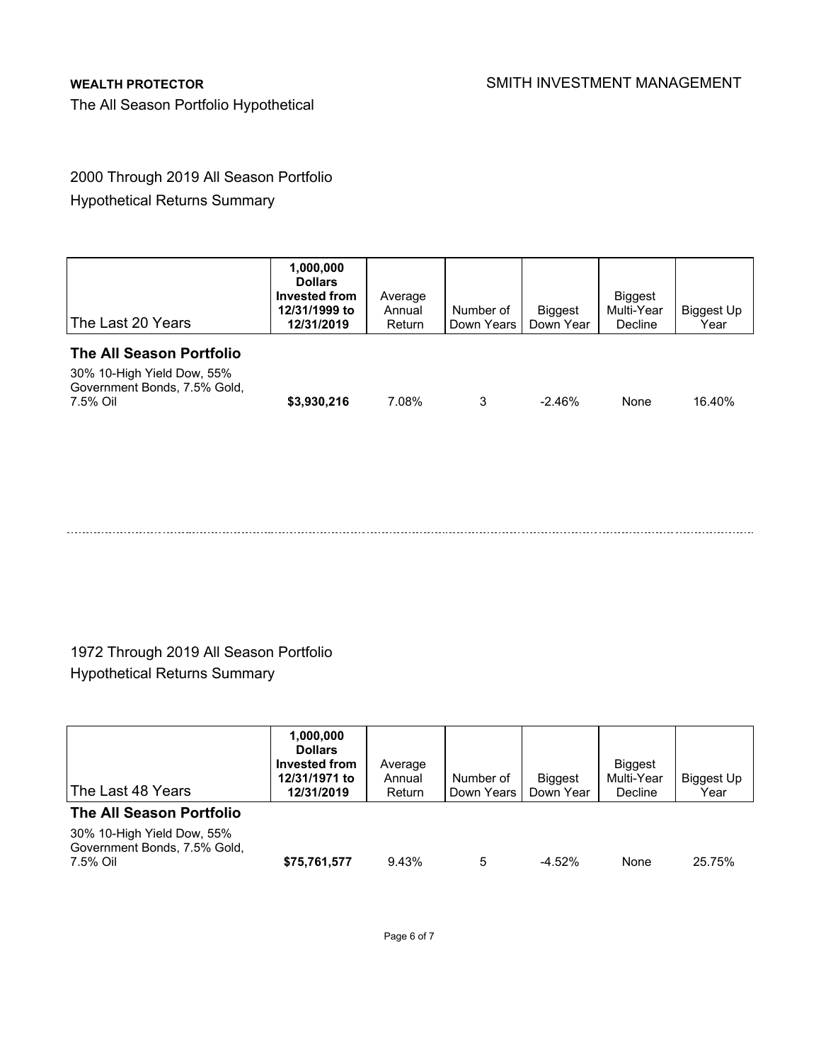**WEALTH PROTECTOR**

The All Season Portfolio Hypothetical

SMITH INVESTMENT MANAGEMENT

2000 Through 2019 All Season Portfolio
Hypothetical Returns Summary

| The Last 20 Years | 1,000,000 Dollars Invested from 12/31/1999 to 12/31/2019 | Average Annual Return | Number of Down Years | Biggest Down Year | Biggest Multi-Year Decline | Biggest Up Year |
|---|---|---|---|---|---|---|
| **The All Season Portfolio** | | | | | | |
| 30% 10-High Yield Dow, 55% Government Bonds, 7.5% Gold, 7.5% Oil | **$3,930,216** | 7.08% | 3 | -2.46% | None | 16.40% |

1972 Through 2019 All Season Portfolio
Hypothetical Returns Summary

| The Last 48 Years | 1,000,000 Dollars Invested from 12/31/1971 to 12/31/2019 | Average Annual Return | Number of Down Years | Biggest Down Year | Biggest Multi-Year Decline | Biggest Up Year |
|---|---|---|---|---|---|---|
| **The All Season Portfolio** | | | | | | |
| 30% 10-High Yield Dow, 55% Government Bonds, 7.5% Gold, 7.5% Oil | **$75,761,577** | 9.43% | 5 | -4.52% | None | 25.75% |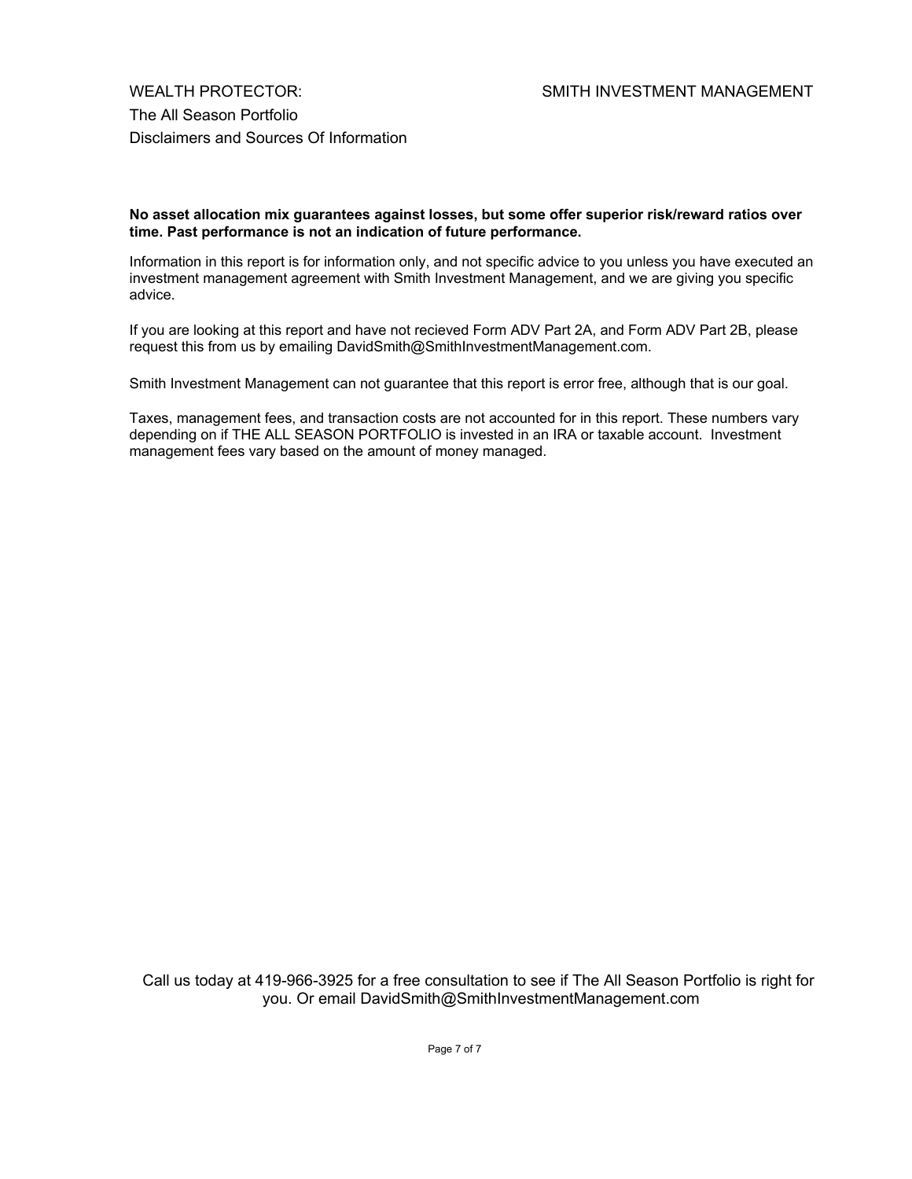WEALTH PROTECTOR: SMITH INVESTMENT MANAGEMENT

The All Season Portfolio

Disclaimers and Sources Of Information

**No asset allocation mix guarantees against losses, but some offer superior risk/reward ratios over time. Past performance is not an indication of future performance.**

Information in this report is for information only, and not specific advice to you unless you have executed an investment management agreement with Smith Investment Management, and we are giving you specific advice.

If you are looking at this report and have not recieved Form ADV Part 2A, and Form ADV Part 2B, please request this from us by emailing DavidSmith@SmithInvestmentManagement.com.

Smith Investment Management can not guarantee that this report is error free, although that is our goal.

Taxes, management fees, and transaction costs are not accounted for in this report. These numbers vary depending on if THE ALL SEASON PORTFOLIO is invested in an IRA or taxable account. Investment management fees vary based on the amount of money managed.

Call us today at 419-966-3925 for a free consultation to see if The All Season Portfolio is right for you. Or email DavidSmith@SmithInvestmentManagement.com